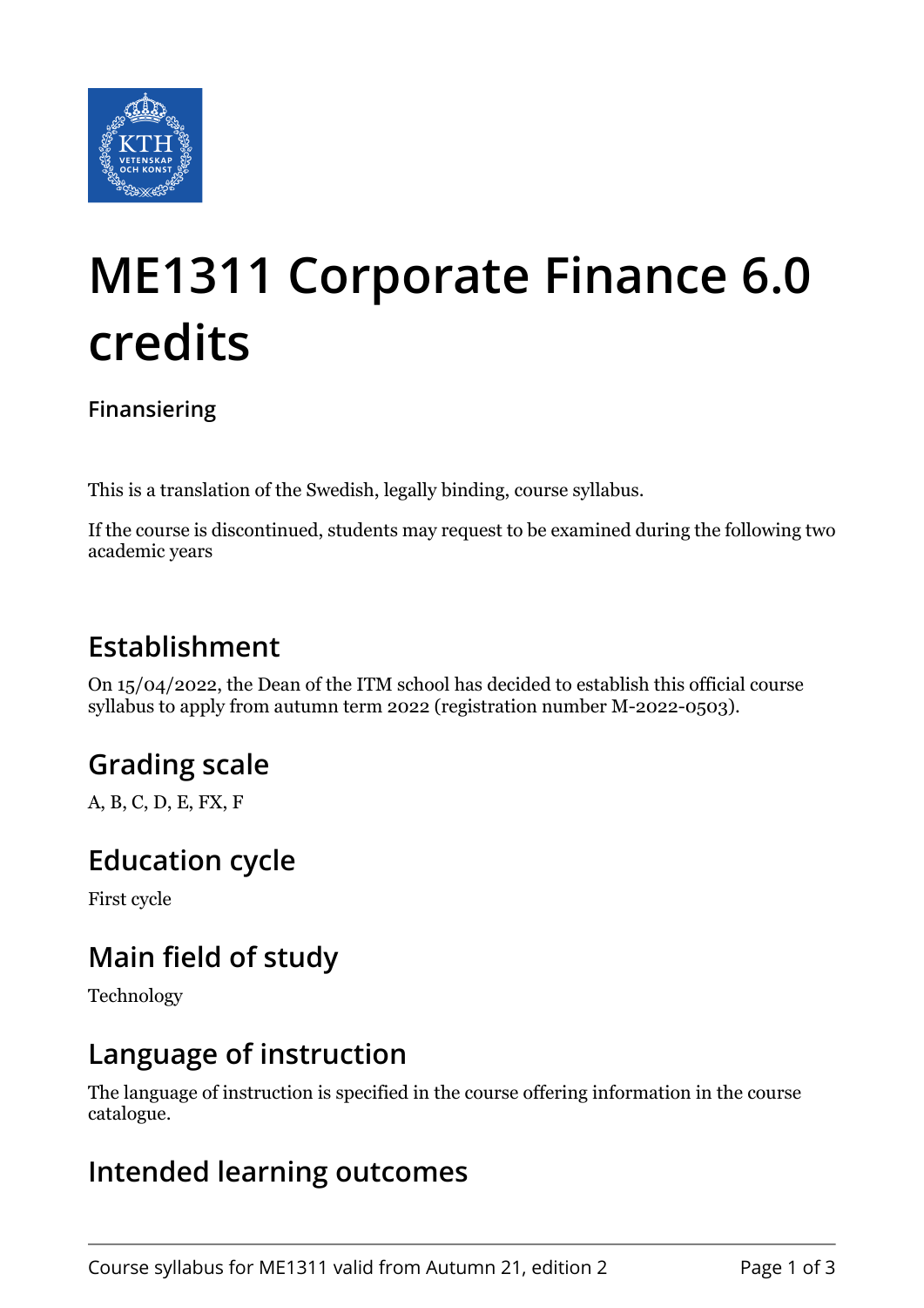# ME1311 Corporate Finance 6.0 credits

**Finansiering**

This is a translation of the Swedish, legally binding, course syllabus.

If the course is discontinued, students may request to be examined during the following two academic years

## Establishment

On 15/04/2022, the Dean of the ITM school has decided to establish this official course syllabus to apply from autumn term 2022 (registration number M-2022-0503).

## Grading scale

A, B, C, D, E, FX, F

## Education cycle

First cycle

## Main field of study

Technology

## Language of instruction

The language of instruction is specified in the course offering information in the course catalogue.

## Intended learning outcomes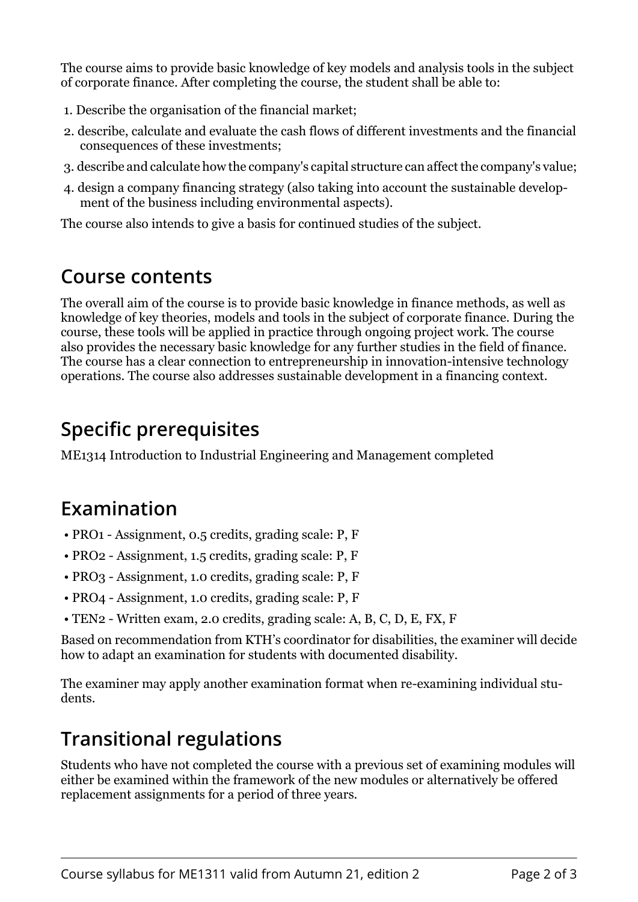The course aims to provide basic knowledge of key models and analysis tools in the subject of corporate finance. After completing the course, the student shall be able to:

1. Describe the organisation of the financial market;
2. describe, calculate and evaluate the cash flows of different investments and the financial consequences of these investments;
3. describe and calculate how the company's capital structure can affect the company's value;
4. design a company financing strategy (also taking into account the sustainable development of the business including environmental aspects).

The course also intends to give a basis for continued studies of the subject.

## Course contents

The overall aim of the course is to provide basic knowledge in finance methods, as well as knowledge of key theories, models and tools in the subject of corporate finance. During the course, these tools will be applied in practice through ongoing project work. The course also provides the necessary basic knowledge for any further studies in the field of finance. The course has a clear connection to entrepreneurship in innovation-intensive technology operations. The course also addresses sustainable development in a financing context.

## Specific prerequisites

ME1314 Introduction to Industrial Engineering and Management completed

## Examination

- PRO1 - Assignment, 0.5 credits, grading scale: P, F
- PRO2 - Assignment, 1.5 credits, grading scale: P, F
- PRO3 - Assignment, 1.0 credits, grading scale: P, F
- PRO4 - Assignment, 1.0 credits, grading scale: P, F
- TEN2 - Written exam, 2.0 credits, grading scale: A, B, C, D, E, FX, F

Based on recommendation from KTH's coordinator for disabilities, the examiner will decide how to adapt an examination for students with documented disability.

The examiner may apply another examination format when re-examining individual students.

## Transitional regulations

Students who have not completed the course with a previous set of examining modules will either be examined within the framework of the new modules or alternatively be offered replacement assignments for a period of three years.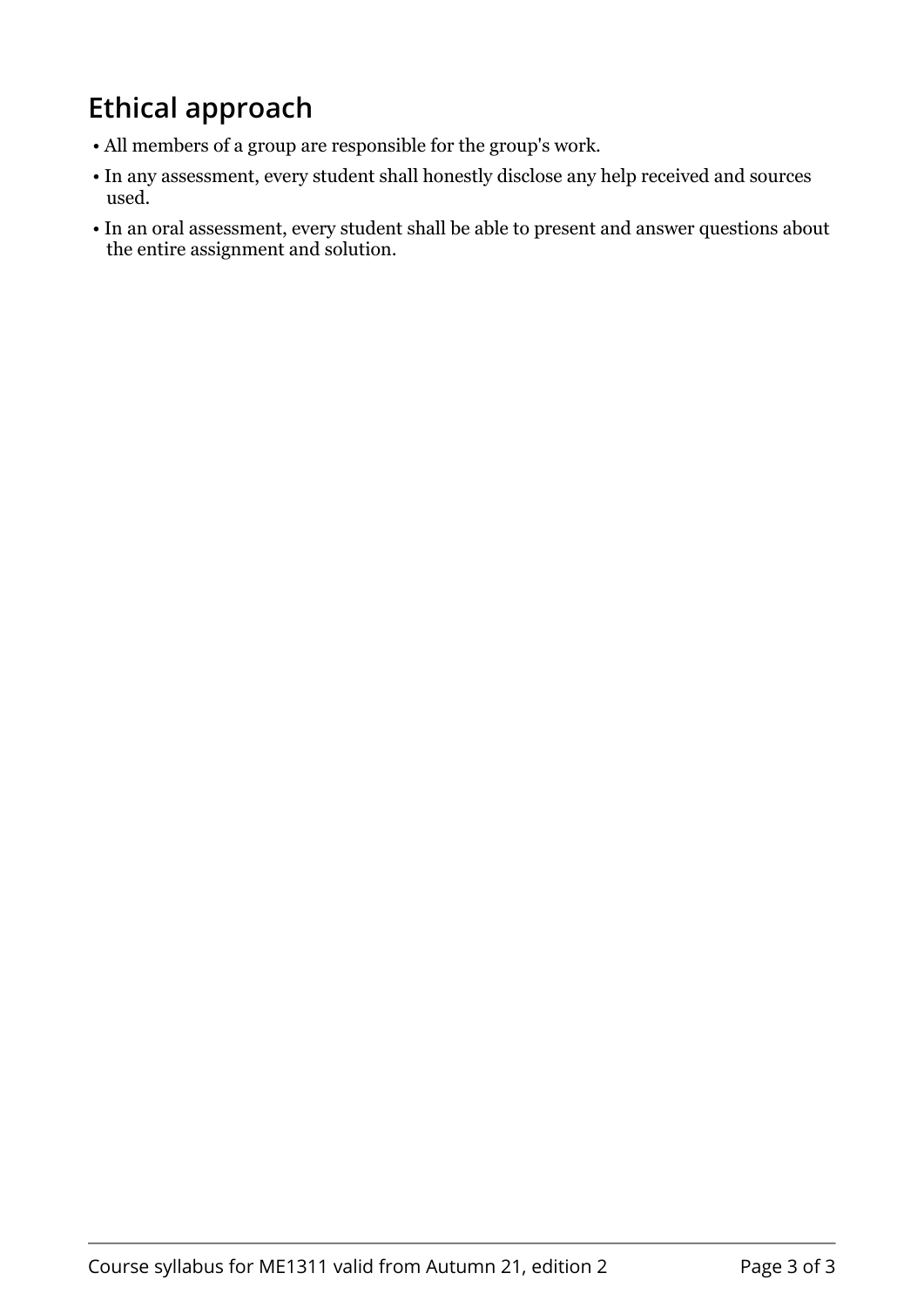## Ethical approach

- All members of a group are responsible for the group's work.
- In any assessment, every student shall honestly disclose any help received and sources used.
- In an oral assessment, every student shall be able to present and answer questions about the entire assignment and solution.